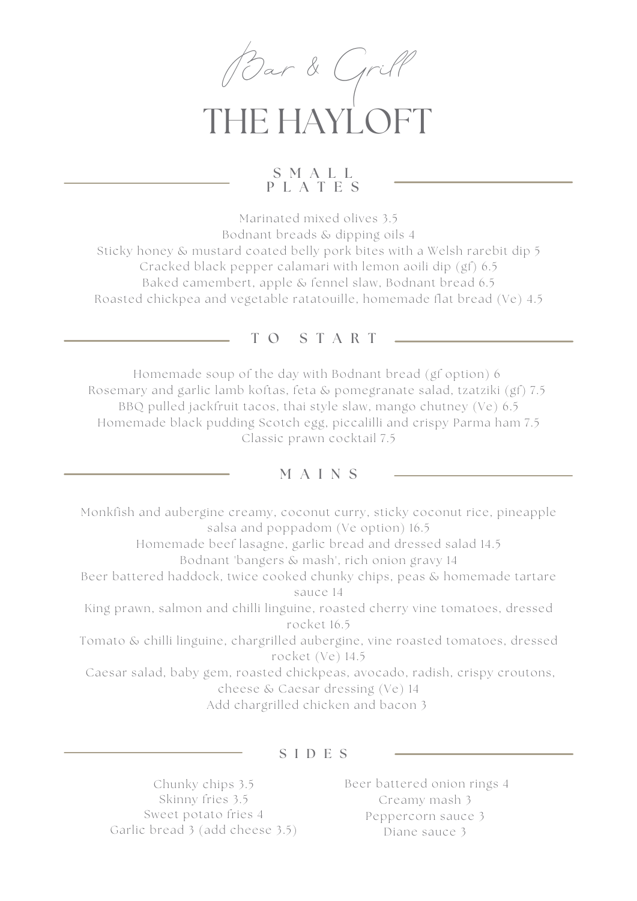*Bar & Grill*

# THE HAYLOFT

## SMALL PLATES

Marinated mixed olives 3.5
Bodnant breads & dipping oils 4
Sticky honey & mustard coated belly pork bites with a Welsh rarebit dip 5
Cracked black pepper calamari with lemon aoili dip (gf) 6.5
Baked camembert, apple & fennel slaw, Bodnant bread 6.5
Roasted chickpea and vegetable ratatouille, homemade flat bread (Ve) 4.5

## TO START

Homemade soup of the day with Bodnant bread (gf option) 6
Rosemary and garlic lamb koftas, feta & pomegranate salad, tzatziki (gf) 7.5
BBQ pulled jackfruit tacos, thai style slaw, mango chutney (Ve) 6.5
Homemade black pudding Scotch egg, piccalilli and crispy Parma ham 7.5
Classic prawn cocktail 7.5

## MAINS

Monkfish and aubergine creamy, coconut curry, sticky coconut rice, pineapple salsa and poppadom (Ve option) 16.5
Homemade beef lasagne, garlic bread and dressed salad 14.5
Bodnant 'bangers & mash', rich onion gravy 14
Beer battered haddock, twice cooked chunky chips, peas & homemade tartare sauce 14
King prawn, salmon and chilli linguine, roasted cherry vine tomatoes, dressed rocket 16.5
Tomato & chilli linguine, chargrilled aubergine, vine roasted tomatoes, dressed rocket (Ve) 14.5
Caesar salad, baby gem, roasted chickpeas, avocado, radish, crispy croutons, cheese & Caesar dressing (Ve) 14
Add chargrilled chicken and bacon 3

## SIDES

Chunky chips 3.5
Skinny fries 3.5
Sweet potato fries 4
Garlic bread 3 (add cheese 3.5)
Beer battered onion rings 4
Creamy mash 3
Peppercorn sauce 3
Diane sauce 3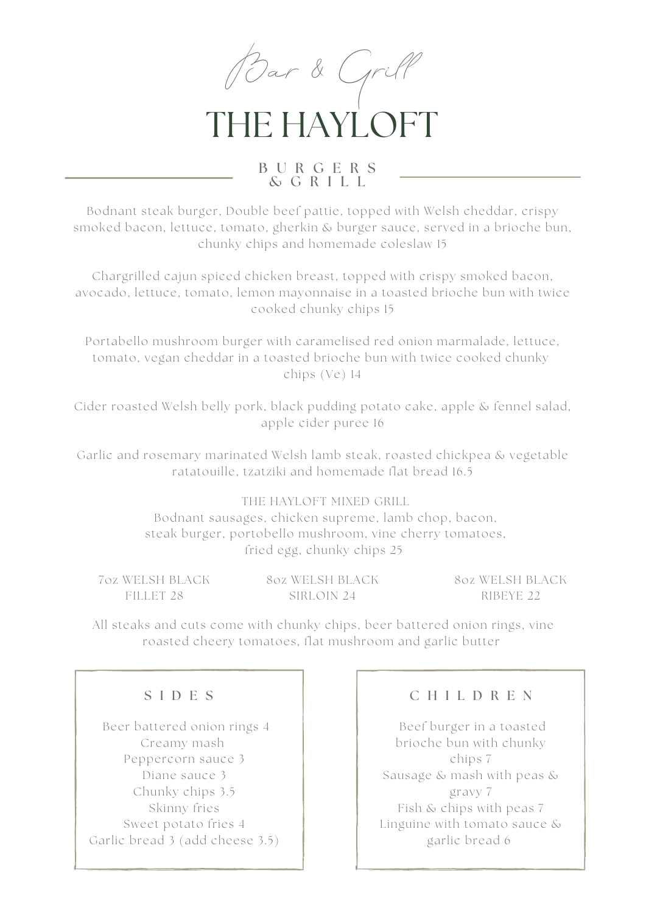*Bar & Grill*

# THE HAYLOFT

## BURGERS & GRILL

Bodnant steak burger, Double beef pattie, topped with Welsh cheddar, crispy smoked bacon, lettuce, tomato, gherkin & burger sauce, served in a brioche bun, chunky chips and homemade coleslaw 15

Chargrilled cajun spiced chicken breast, topped with crispy smoked bacon, avocado, lettuce, tomato, lemon mayonnaise in a toasted brioche bun with twice cooked chunky chips 15

Portabello mushroom burger with caramelised red onion marmalade, lettuce, tomato, vegan cheddar in a toasted brioche bun with twice cooked chunky chips (Ve) 14

Cider roasted Welsh belly pork, black pudding potato cake, apple & fennel salad, apple cider puree 16

Garlic and rosemary marinated Welsh lamb steak, roasted chickpea & vegetable ratatouille, tzatziki and homemade flat bread 16.5

THE HAYLOFT MIXED GRILL
Bodnant sausages, chicken supreme, lamb chop, bacon, steak burger, portobello mushroom, vine cherry tomatoes, fried egg, chunky chips 25

7oz WELSH BLACK FILLET 28

8oz WELSH BLACK SIRLOIN 24

8oz WELSH BLACK RIBEYE 22

All steaks and cuts come with chunky chips, beer battered onion rings, vine roasted cheery tomatoes, flat mushroom and garlic butter

### SIDES

Beer battered onion rings 4
Creamy mash
Peppercorn sauce 3
Diane sauce 3
Chunky chips 3.5
Skinny fries
Sweet potato fries 4
Garlic bread 3 (add cheese 3.5)

### CHILDREN

Beef burger in a toasted brioche bun with chunky chips 7
Sausage & mash with peas & gravy 7
Fish & chips with peas 7
Linguine with tomato sauce & garlic bread 6